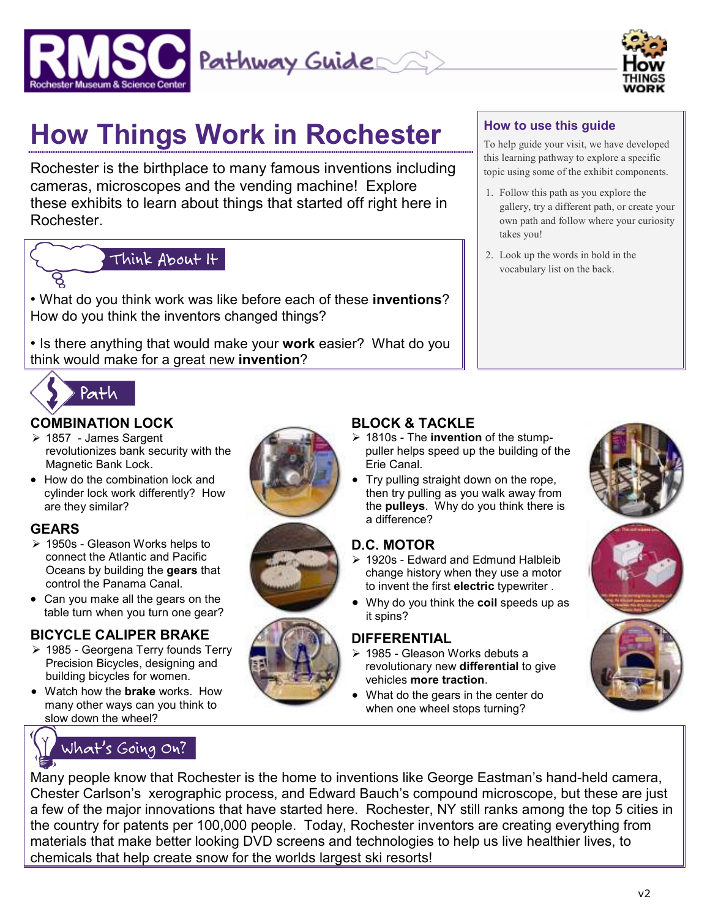RMSC Rochester Museum & Science Center — Pathway Guide

How THINGS WORK

# How Things Work in Rochester

Rochester is the birthplace to many famous inventions including cameras, microscopes and the vending machine! Explore these exhibits to learn about things that started off right here in Rochester.

## How to use this guide

To help guide your visit, we have developed this learning pathway to explore a specific topic using some of the exhibit components.

1. Follow this path as you explore the gallery, try a different path, or create your own path and follow where your curiosity takes you!
2. Look up the words in bold in the vocabulary list on the back.

## Think About It

- What do you think work was like before each of these **inventions**? How do you think the inventors changed things?
- Is there anything that would make your **work** easier? What do you think would make for a great new **invention**?

## Path

### COMBINATION LOCK

- 1857 - James Sargent revolutionizes bank security with the Magnetic Bank Lock.
- How do the combination lock and cylinder lock work differently? How are they similar?

### GEARS

- 1950s - Gleason Works helps to connect the Atlantic and Pacific Oceans by building the **gears** that control the Panama Canal.
- Can you make all the gears on the table turn when you turn one gear?

### BICYCLE CALIPER BRAKE

- 1985 - Georgena Terry founds Terry Precision Bicycles, designing and building bicycles for women.
- Watch how the **brake** works. How many other ways can you think to slow down the wheel?

### BLOCK & TACKLE

- 1810s - The **invention** of the stump-puller helps speed up the building of the Erie Canal.
- Try pulling straight down on the rope, then try pulling as you walk away from the **pulleys**. Why do you think there is a difference?

### D.C. MOTOR

- 1920s - Edward and Edmund Halbleib change history when they use a motor to invent the first **electric** typewriter .
- Why do you think the **coil** speeds up as it spins?

### DIFFERENTIAL

- 1985 - Gleason Works debuts a revolutionary new **differential** to give vehicles **more traction**.
- What do the gears in the center do when one wheel stops turning?

## What's Going On?

Many people know that Rochester is the home to inventions like George Eastman's hand-held camera, Chester Carlson's xerographic process, and Edward Bauch's compound microscope, but these are just a few of the major innovations that have started here. Rochester, NY still ranks among the top 5 cities in the country for patents per 100,000 people. Today, Rochester inventors are creating everything from materials that make better looking DVD screens and technologies to help us live healthier lives, to chemicals that help create snow for the worlds largest ski resorts!

v2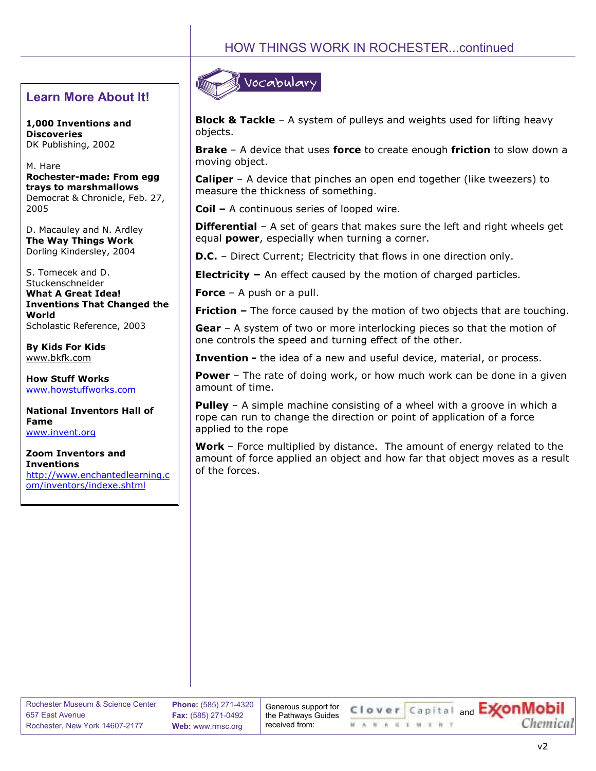## HOW THINGS WORK IN ROCHESTER...continued

### Learn More About It!

**1,000 Inventions and Discoveries**
DK Publishing, 2002

M. Hare
**Rochester-made: From egg trays to marshmallows**
Democrat & Chronicle, Feb. 27, 2005

D. Macauley and N. Ardley
**The Way Things Work**
Dorling Kindersley, 2004

S. Tomecek and D. Stuckenschneider
**What A Great Idea! Inventions That Changed the World**
Scholastic Reference, 2003

**By Kids For Kids**
www.bkfk.com

**How Stuff Works**
www.howstuffworks.com

**National Inventors Hall of Fame**
www.invent.org

**Zoom Inventors and Inventions**
http://www.enchantedlearning.com/inventors/indexe.shtml

### Vocabulary

**Block & Tackle** – A system of pulleys and weights used for lifting heavy objects.

**Brake** – A device that uses **force** to create enough **friction** to slow down a moving object.

**Caliper** – A device that pinches an open end together (like tweezers) to measure the thickness of something.

**Coil –** A continuous series of looped wire.

**Differential** – A set of gears that makes sure the left and right wheels get equal **power**, especially when turning a corner.

**D.C.** – Direct Current; Electricity that flows in one direction only.

**Electricity –** An effect caused by the motion of charged particles.

**Force** – A push or a pull.

**Friction –** The force caused by the motion of two objects that are touching.

**Gear** – A system of two or more interlocking pieces so that the motion of one controls the speed and turning effect of the other.

**Invention -** the idea of a new and useful device, material, or process.

**Power** – The rate of doing work, or how much work can be done in a given amount of time.

**Pulley** – A simple machine consisting of a wheel with a groove in which a rope can run to change the direction or point of application of a force applied to the rope

**Work** – Force multiplied by distance. The amount of energy related to the amount of force applied an object and how far that object moves as a result of the forces.

Rochester Museum & Science Center
657 East Avenue
Rochester, New York 14607-2177

**Phone:** (585) 271-4320
**Fax:** (585) 271-0492
**Web:** www.rmsc.org

Generous support for the Pathways Guides received from: Clover Capital Management and ExxonMobil Chemical